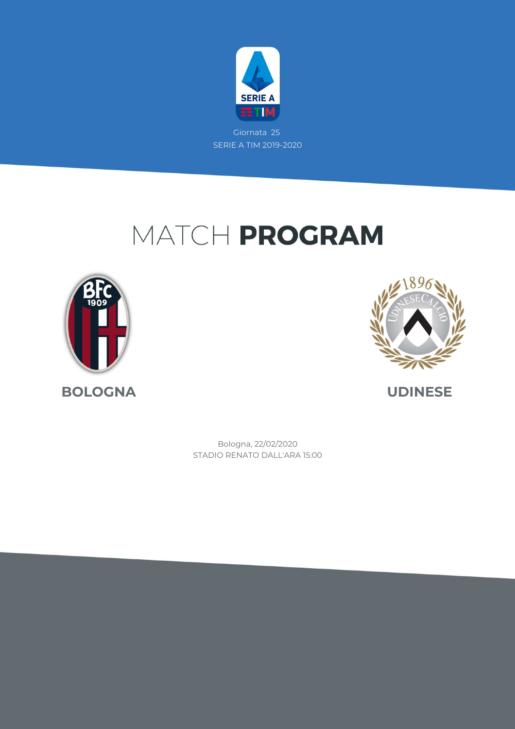Giornata 25

SERIE A TIM 2019-2020

# MATCH **PROGRAM**

**BOLOGNA**

**UDINESE**

Bologna, 22/02/2020

STADIO RENATO DALL'ARA 15:00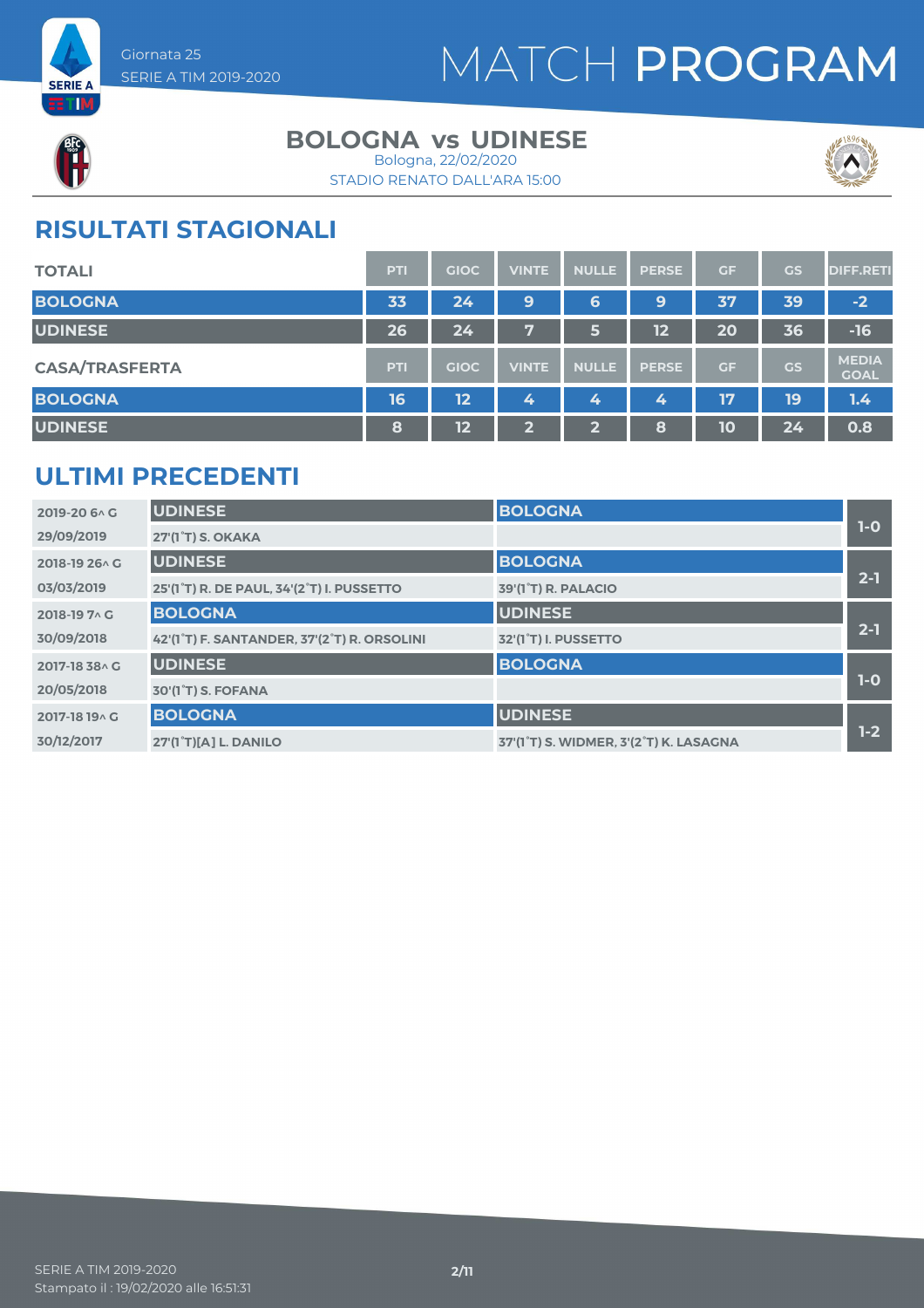Giornata 25
SERIE A TIM 2019-2020

# MATCH PROGRAM

## BOLOGNA vs UDINESE

Bologna, 22/02/2020
STADIO RENATO DALL'ARA 15:00

## RISULTATI STAGIONALI

| TOTALI | PTI | GIOC | VINTE | NULLE | PERSE | GF | GS | DIFF.RETI |
|---|---|---|---|---|---|---|---|---|
| BOLOGNA | 33 | 24 | 9 | 6 | 9 | 37 | 39 | -2 |
| UDINESE | 26 | 24 | 7 | 5 | 12 | 20 | 36 | -16 |

| CASA/TRASFERTA | PTI | GIOC | VINTE | NULLE | PERSE | GF | GS | MEDIA GOAL |
|---|---|---|---|---|---|---|---|---|
| BOLOGNA | 16 | 12 | 4 | 4 | 4 | 17 | 19 | 1.4 |
| UDINESE | 8 | 12 | 2 | 2 | 8 | 10 | 24 | 0.8 |

## ULTIMI PRECEDENTI

| Giornata / Data | Casa | Trasferta | Risultato |
|---|---|---|---|
| 2019-20 6^ G | UDINESE | BOLOGNA | 1-0 |
| 29/09/2019 | 27'(1°T) S. OKAKA | | |
| 2018-19 26^ G | UDINESE | BOLOGNA | 2-1 |
| 03/03/2019 | 25'(1°T) R. DE PAUL, 34'(2°T) I. PUSSETTO | 39'(1°T) R. PALACIO | |
| 2018-19 7^ G | BOLOGNA | UDINESE | 2-1 |
| 30/09/2018 | 42'(1°T) F. SANTANDER, 37'(2°T) R. ORSOLINI | 32'(1°T) I. PUSSETTO | |
| 2017-18 38^ G | UDINESE | BOLOGNA | 1-0 |
| 20/05/2018 | 30'(1°T) S. FOFANA | | |
| 2017-18 19^ G | BOLOGNA | UDINESE | 1-2 |
| 30/12/2017 | 27'(1°T)[A] L. DANILO | 37'(1°T) S. WIDMER, 3'(2°T) K. LASAGNA | |

SERIE A TIM 2019-2020
Stampato il : 19/02/2020 alle 16:51:31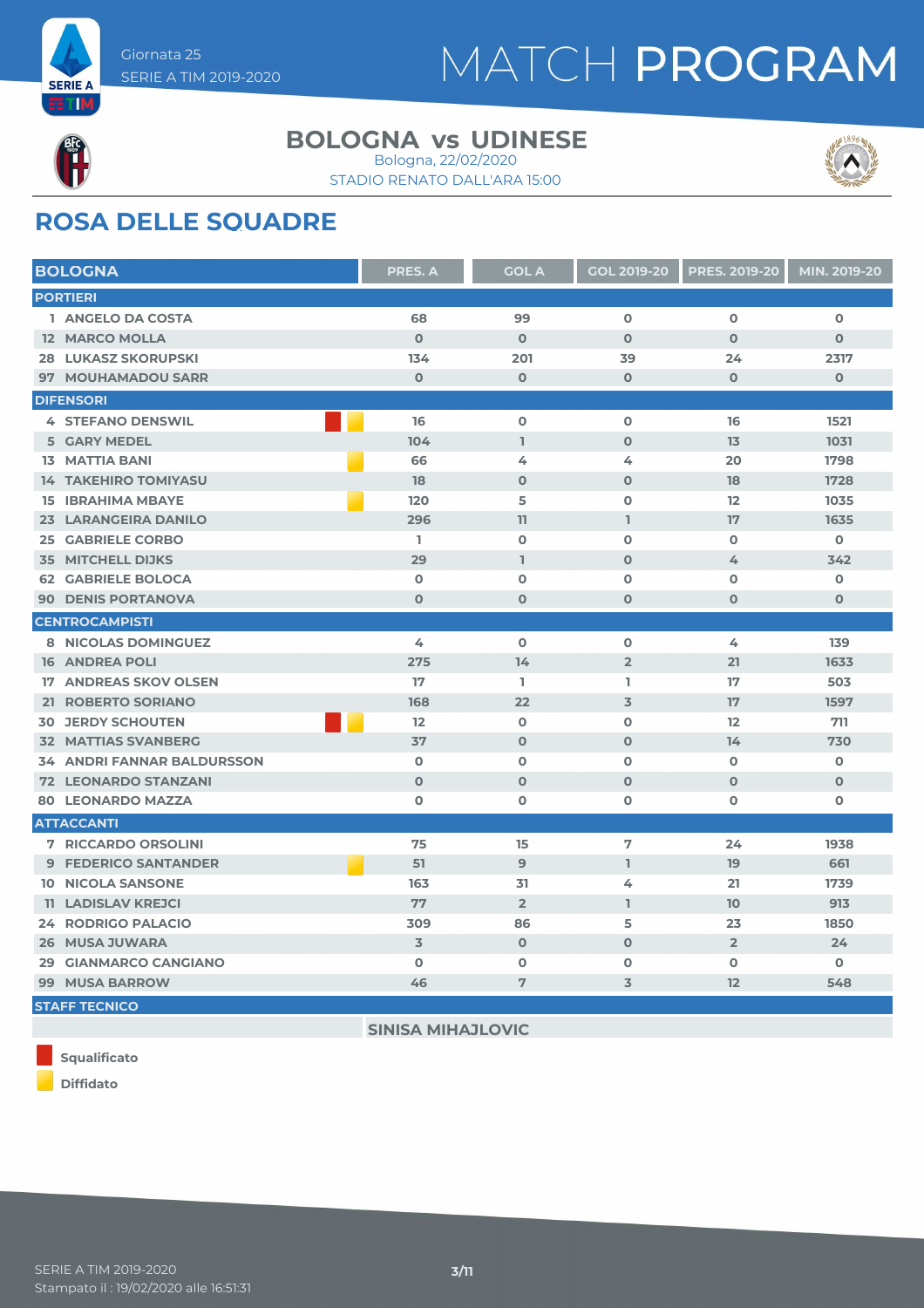Giornata 25
SERIE A TIM 2019-2020

# MATCH PROGRAM

## BOLOGNA vs UDINESE

Bologna, 22/02/2020
STADIO RENATO DALL'ARA 15:00

## ROSA DELLE SQUADRE

| BOLOGNA | | PRES. A | GOL A | GOL 2019-20 | PRES. 2019-20 | MIN. 2019-20 |
|---|---|---|---|---|---|---|
| **PORTIERI** | | | | | | |
| 1 ANGELO DA COSTA | | 68 | 99 | 0 | 0 | 0 |
| 12 MARCO MOLLA | | 0 | 0 | 0 | 0 | 0 |
| 28 LUKASZ SKORUPSKI | | 134 | 201 | 39 | 24 | 2317 |
| 97 MOUHAMADOU SARR | | 0 | 0 | 0 | 0 | 0 |
| **DIFENSORI** | | | | | | |
| 4 STEFANO DENSWIL | Squalificato, Diffidato | 16 | 0 | 0 | 16 | 1521 |
| 5 GARY MEDEL | | 104 | 1 | 0 | 13 | 1031 |
| 13 MATTIA BANI | Diffidato | 66 | 4 | 4 | 20 | 1798 |
| 14 TAKEHIRO TOMIYASU | | 18 | 0 | 0 | 18 | 1728 |
| 15 IBRAHIMA MBAYE | Diffidato | 120 | 5 | 0 | 12 | 1035 |
| 23 LARANGEIRA DANILO | | 296 | 11 | 1 | 17 | 1635 |
| 25 GABRIELE CORBO | | 1 | 0 | 0 | 0 | 0 |
| 35 MITCHELL DIJKS | | 29 | 1 | 0 | 4 | 342 |
| 62 GABRIELE BOLOCA | | 0 | 0 | 0 | 0 | 0 |
| 90 DENIS PORTANOVA | | 0 | 0 | 0 | 0 | 0 |
| **CENTROCAMPISTI** | | | | | | |
| 8 NICOLAS DOMINGUEZ | | 4 | 0 | 0 | 4 | 139 |
| 16 ANDREA POLI | | 275 | 14 | 2 | 21 | 1633 |
| 17 ANDREAS SKOV OLSEN | | 17 | 1 | 1 | 17 | 503 |
| 21 ROBERTO SORIANO | | 168 | 22 | 3 | 17 | 1597 |
| 30 JERDY SCHOUTEN | Squalificato, Diffidato | 12 | 0 | 0 | 12 | 711 |
| 32 MATTIAS SVANBERG | | 37 | 0 | 0 | 14 | 730 |
| 34 ANDRI FANNAR BALDURSSON | | 0 | 0 | 0 | 0 | 0 |
| 72 LEONARDO STANZANI | | 0 | 0 | 0 | 0 | 0 |
| 80 LEONARDO MAZZA | | 0 | 0 | 0 | 0 | 0 |
| **ATTACCANTI** | | | | | | |
| 7 RICCARDO ORSOLINI | | 75 | 15 | 7 | 24 | 1938 |
| 9 FEDERICO SANTANDER | Diffidato | 51 | 9 | 1 | 19 | 661 |
| 10 NICOLA SANSONE | | 163 | 31 | 4 | 21 | 1739 |
| 11 LADISLAV KREJCI | | 77 | 2 | 1 | 10 | 913 |
| 24 RODRIGO PALACIO | | 309 | 86 | 5 | 23 | 1850 |
| 26 MUSA JUWARA | | 3 | 0 | 0 | 2 | 24 |
| 29 GIANMARCO CANGIANO | | 0 | 0 | 0 | 0 | 0 |
| 99 MUSA BARROW | | 46 | 7 | 3 | 12 | 548 |
| **STAFF TECNICO** | | | | | | |
| SINISA MIHAJLOVIC | | | | | | |

Squalificato

Diffidato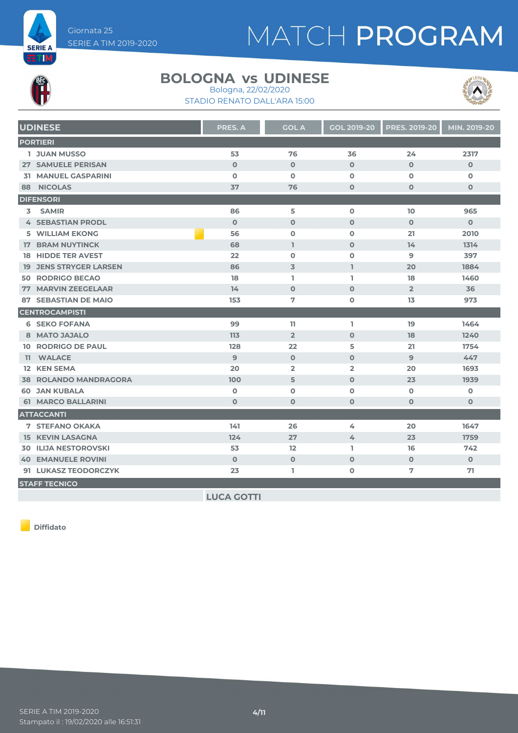Giornata 25
SERIE A TIM 2019-2020

# MATCH PROGRAM

## BOLOGNA vs UDINESE

Bologna, 22/02/2020

STADIO RENATO DALL'ARA 15:00

| UDINESE | PRES. A | GOL A | GOL 2019-20 | PRES. 2019-20 | MIN. 2019-20 |
|---|---|---|---|---|---|
| **PORTIERI** | | | | | |
| 1 JUAN MUSSO | 53 | 76 | 36 | 24 | 2317 |
| 27 SAMUELE PERISAN | 0 | 0 | 0 | 0 | 0 |
| 31 MANUEL GASPARINI | 0 | 0 | 0 | 0 | 0 |
| 88 NICOLAS | 37 | 76 | 0 | 0 | 0 |
| **DIFENSORI** | | | | | |
| 3 SAMIR | 86 | 5 | 0 | 10 | 965 |
| 4 SEBASTIAN PRODL | 0 | 0 | 0 | 0 | 0 |
| 5 WILLIAM EKONG (Diffidato) | 56 | 0 | 0 | 21 | 2010 |
| 17 BRAM NUYTINCK | 68 | 1 | 0 | 14 | 1314 |
| 18 HIDDE TER AVEST | 22 | 0 | 0 | 9 | 397 |
| 19 JENS STRYGER LARSEN | 86 | 3 | 1 | 20 | 1884 |
| 50 RODRIGO BECAO | 18 | 1 | 1 | 18 | 1460 |
| 77 MARVIN ZEEGELAAR | 14 | 0 | 0 | 2 | 36 |
| 87 SEBASTIAN DE MAIO | 153 | 7 | 0 | 13 | 973 |
| **CENTROCAMPISTI** | | | | | |
| 6 SEKO FOFANA | 99 | 11 | 1 | 19 | 1464 |
| 8 MATO JAJALO | 113 | 2 | 0 | 18 | 1240 |
| 10 RODRIGO DE PAUL | 128 | 22 | 5 | 21 | 1754 |
| 11 WALACE | 9 | 0 | 0 | 9 | 447 |
| 12 KEN SEMA | 20 | 2 | 2 | 20 | 1693 |
| 38 ROLANDO MANDRAGORA | 100 | 5 | 0 | 23 | 1939 |
| 60 JAN KUBALA | 0 | 0 | 0 | 0 | 0 |
| 61 MARCO BALLARINI | 0 | 0 | 0 | 0 | 0 |
| **ATTACCANTI** | | | | | |
| 7 STEFANO OKAKA | 141 | 26 | 4 | 20 | 1647 |
| 15 KEVIN LASAGNA | 124 | 27 | 4 | 23 | 1759 |
| 30 ILIJA NESTOROVSKI | 53 | 12 | 1 | 16 | 742 |
| 40 EMANUELE ROVINI | 0 | 0 | 0 | 0 | 0 |
| 91 LUKASZ TEODORCZYK | 23 | 1 | 0 | 7 | 71 |
| **STAFF TECNICO** | | | | | |
| LUCA GOTTI | | | | | |

Diffidato

SERIE A TIM 2019-2020
Stampato il : 19/02/2020 alle 16:51:31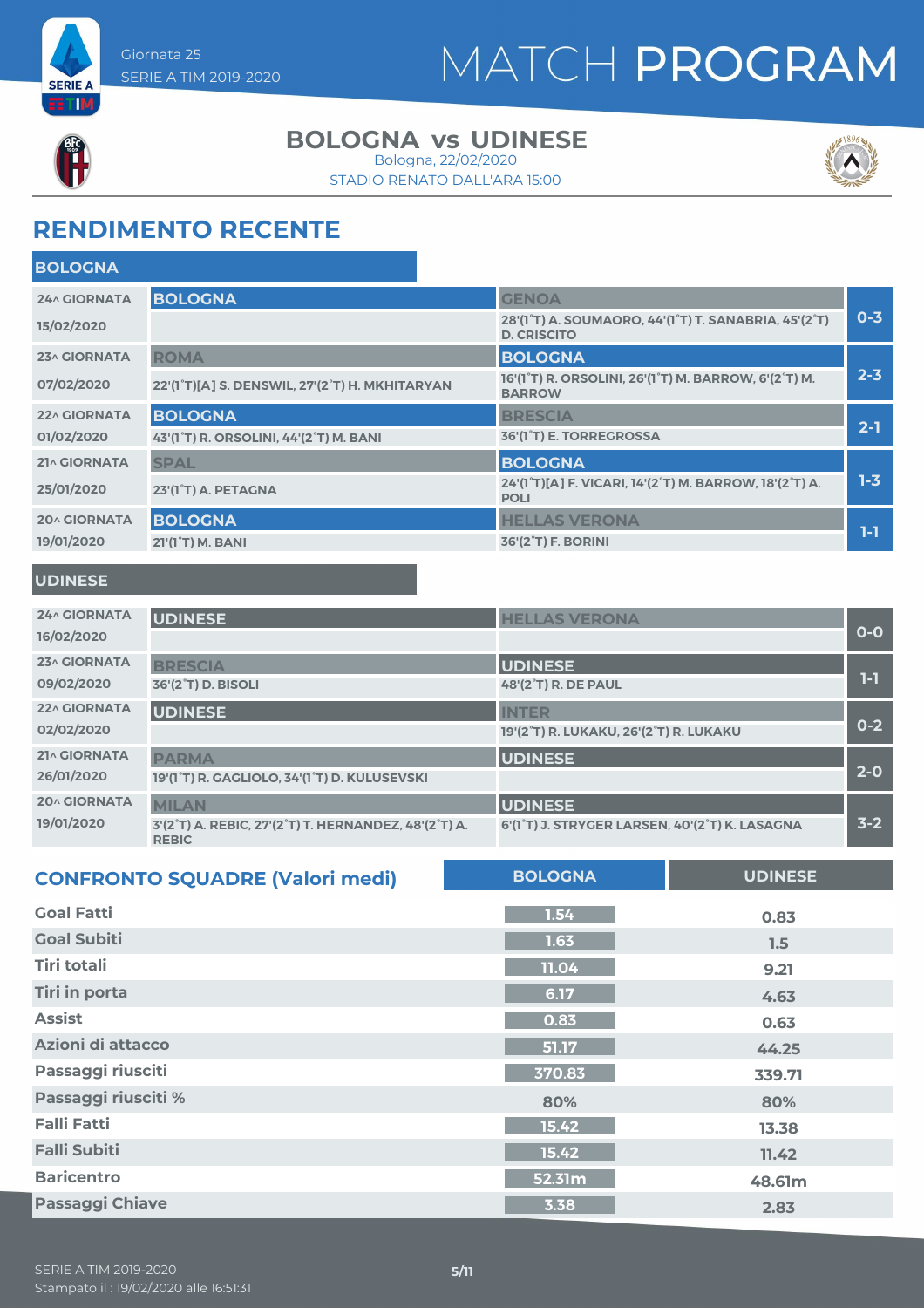Giornata 25
SERIE A TIM 2019-2020

# MATCH PROGRAM

## BOLOGNA vs UDINESE

Bologna, 22/02/2020
STADIO RENATO DALL'ARA 15:00

## RENDIMENTO RECENTE

### BOLOGNA

| Giornata | Casa | Trasferta | Risultato |
|---|---|---|---|
| 24^ GIORNATA 15/02/2020 | BOLOGNA | GENOA<br>28'(1°T) A. SOUMAORO, 44'(1°T) T. SANABRIA, 45'(2°T) D. CRISCITO | 0-3 |
| 23^ GIORNATA 07/02/2020 | ROMA<br>22'(1°T)[A] S. DENSWIL, 27'(2°T) H. MKHITARYAN | BOLOGNA<br>16'(1°T) R. ORSOLINI, 26'(1°T) M. BARROW, 6'(2°T) M. BARROW | 2-3 |
| 22^ GIORNATA 01/02/2020 | BOLOGNA<br>43'(1°T) R. ORSOLINI, 44'(2°T) M. BANI | BRESCIA<br>36'(1°T) E. TORREGROSSA | 2-1 |
| 21^ GIORNATA 25/01/2020 | SPAL<br>23'(1°T) A. PETAGNA | BOLOGNA<br>24'(1°T)[A] F. VICARI, 14'(2°T) M. BARROW, 18'(2°T) A. POLI | 1-3 |
| 20^ GIORNATA 19/01/2020 | BOLOGNA<br>21'(1°T) M. BANI | HELLAS VERONA<br>36'(2°T) F. BORINI | 1-1 |

### UDINESE

| Giornata | Casa | Trasferta | Risultato |
|---|---|---|---|
| 24^ GIORNATA 16/02/2020 | UDINESE | HELLAS VERONA | 0-0 |
| 23^ GIORNATA 09/02/2020 | BRESCIA<br>36'(2°T) D. BISOLI | UDINESE<br>48'(2°T) R. DE PAUL | 1-1 |
| 22^ GIORNATA 02/02/2020 | UDINESE | INTER<br>19'(2°T) R. LUKAKU, 26'(2°T) R. LUKAKU | 0-2 |
| 21^ GIORNATA 26/01/2020 | PARMA<br>19'(1°T) R. GAGLIOLO, 34'(1°T) D. KULUSEVSKI | UDINESE | 2-0 |
| 20^ GIORNATA 19/01/2020 | MILAN<br>3'(2°T) A. REBIC, 27'(2°T) T. HERNANDEZ, 48'(2°T) A. REBIC | UDINESE<br>6'(1°T) J. STRYGER LARSEN, 40'(2°T) K. LASAGNA | 3-2 |

## CONFRONTO SQUADRE (Valori medi)

| | BOLOGNA | UDINESE |
|---|---|---|
| Goal Fatti | 1.54 | 0.83 |
| Goal Subiti | 1.63 | 1.5 |
| Tiri totali | 11.04 | 9.21 |
| Tiri in porta | 6.17 | 4.63 |
| Assist | 0.83 | 0.63 |
| Azioni di attacco | 51.17 | 44.25 |
| Passaggi riusciti | 370.83 | 339.71 |
| Passaggi riusciti % | 80% | 80% |
| Falli Fatti | 15.42 | 13.38 |
| Falli Subiti | 15.42 | 11.42 |
| Baricentro | 52.31m | 48.61m |
| Passaggi Chiave | 3.38 | 2.83 |

SERIE A TIM 2019-2020
Stampato il : 19/02/2020 alle 16:51:31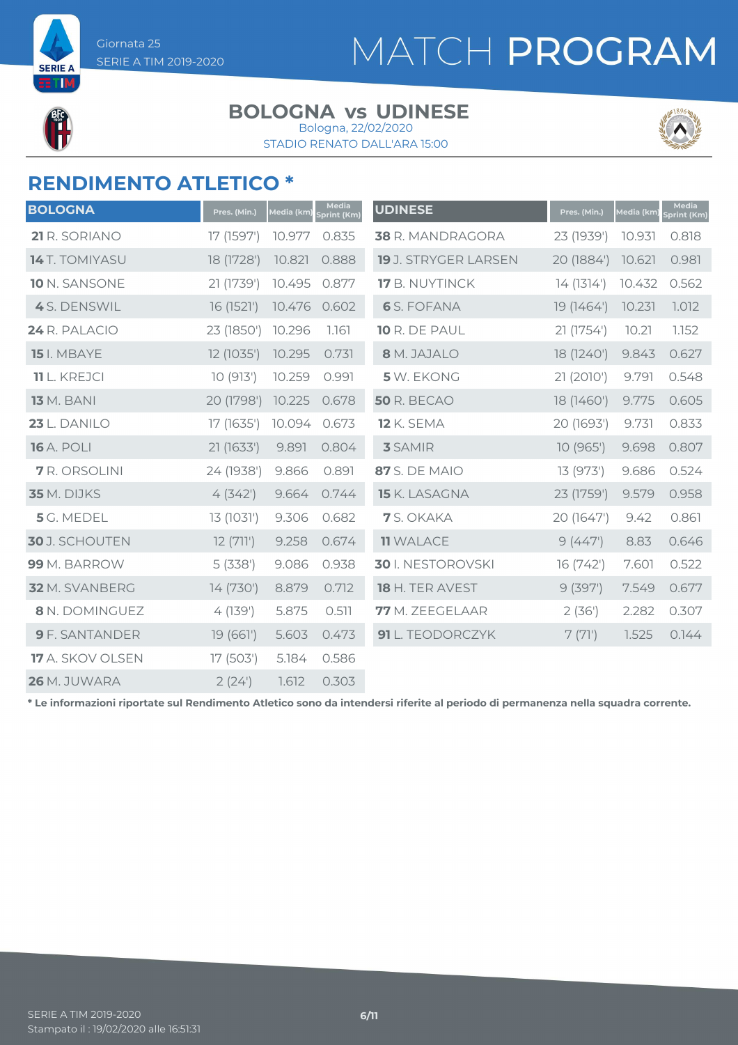# MATCH PROGRAM

Giornata 25
SERIE A TIM 2019-2020

## BOLOGNA vs UDINESE

Bologna, 22/02/2020
STADIO RENATO DALL'ARA 15:00

## RENDIMENTO ATLETICO *

| BOLOGNA | Pres. (Min.) | Media (km) | Media Sprint (Km) |
|---|---|---|---|
| **21** R. SORIANO | 17 (1597') | 10.977 | 0.835 |
| **14** T. TOMIYASU | 18 (1728') | 10.821 | 0.888 |
| **10** N. SANSONE | 21 (1739') | 10.495 | 0.877 |
| **4** S. DENSWIL | 16 (1521') | 10.476 | 0.602 |
| **24** R. PALACIO | 23 (1850') | 10.296 | 1.161 |
| **15** I. MBAYE | 12 (1035') | 10.295 | 0.731 |
| **11** L. KREJCI | 10 (913') | 10.259 | 0.991 |
| **13** M. BANI | 20 (1798') | 10.225 | 0.678 |
| **23** L. DANILO | 17 (1635') | 10.094 | 0.673 |
| **16** A. POLI | 21 (1633') | 9.891 | 0.804 |
| **7** R. ORSOLINI | 24 (1938') | 9.866 | 0.891 |
| **35** M. DIJKS | 4 (342') | 9.664 | 0.744 |
| **5** G. MEDEL | 13 (1031') | 9.306 | 0.682 |
| **30** J. SCHOUTEN | 12 (711') | 9.258 | 0.674 |
| **99** M. BARROW | 5 (338') | 9.086 | 0.938 |
| **32** M. SVANBERG | 14 (730') | 8.879 | 0.712 |
| **8** N. DOMINGUEZ | 4 (139') | 5.875 | 0.511 |
| **9** F. SANTANDER | 19 (661') | 5.603 | 0.473 |
| **17** A. SKOV OLSEN | 17 (503') | 5.184 | 0.586 |
| **26** M. JUWARA | 2 (24') | 1.612 | 0.303 |

| UDINESE | Pres. (Min.) | Media (km) | Media Sprint (Km) |
|---|---|---|---|
| **38** R. MANDRAGORA | 23 (1939') | 10.931 | 0.818 |
| **19** J. STRYGER LARSEN | 20 (1884') | 10.621 | 0.981 |
| **17** B. NUYTINCK | 14 (1314') | 10.432 | 0.562 |
| **6** S. FOFANA | 19 (1464') | 10.231 | 1.012 |
| **10** R. DE PAUL | 21 (1754') | 10.21 | 1.152 |
| **8** M. JAJALO | 18 (1240') | 9.843 | 0.627 |
| **5** W. EKONG | 21 (2010') | 9.791 | 0.548 |
| **50** R. BECAO | 18 (1460') | 9.775 | 0.605 |
| **12** K. SEMA | 20 (1693') | 9.731 | 0.833 |
| **3** SAMIR | 10 (965') | 9.698 | 0.807 |
| **87** S. DE MAIO | 13 (973') | 9.686 | 0.524 |
| **15** K. LASAGNA | 23 (1759') | 9.579 | 0.958 |
| **7** S. OKAKA | 20 (1647') | 9.42 | 0.861 |
| **11** WALACE | 9 (447') | 8.83 | 0.646 |
| **30** I. NESTOROVSKI | 16 (742') | 7.601 | 0.522 |
| **18** H. TER AVEST | 9 (397') | 7.549 | 0.677 |
| **77** M. ZEEGELAAR | 2 (36') | 2.282 | 0.307 |
| **91** L. TEODORCZYK | 7 (71') | 1.525 | 0.144 |

**\* Le informazioni riportate sul Rendimento Atletico sono da intendersi riferite al periodo di permanenza nella squadra corrente.**

SERIE A TIM 2019-2020
Stampato il : 19/02/2020 alle 16:51:31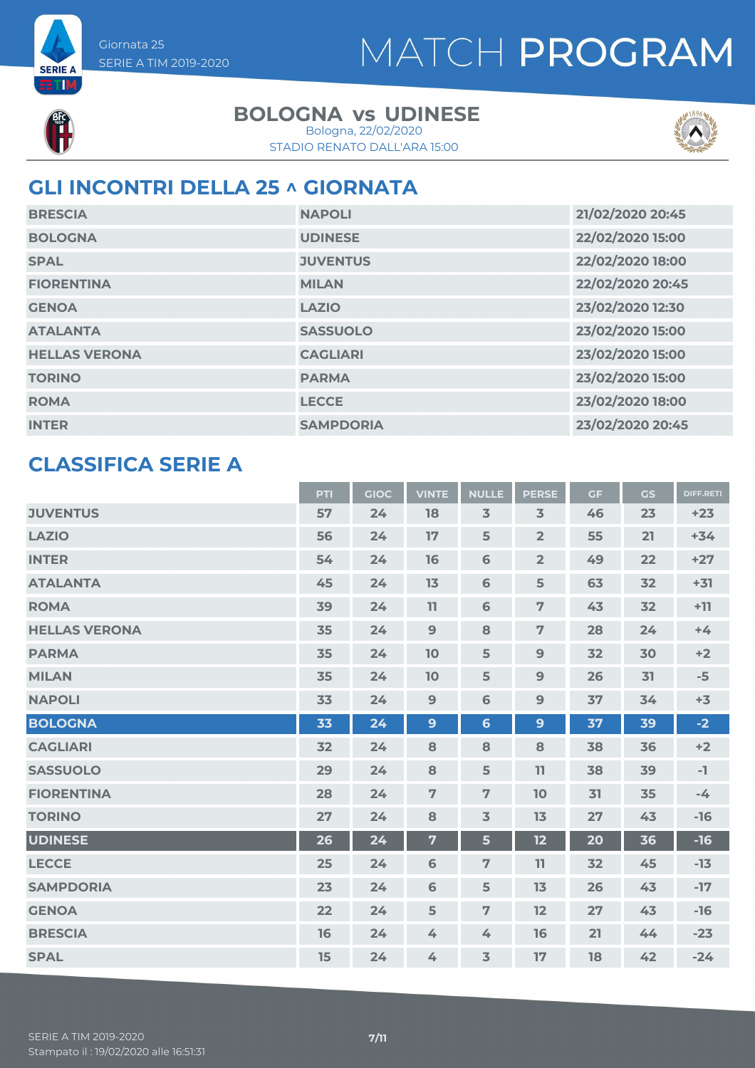Giornata 25
SERIE A TIM 2019-2020

# MATCH PROGRAM

## BOLOGNA vs UDINESE

Bologna, 22/02/2020
STADIO RENATO DALL'ARA 15:00

## GLI INCONTRI DELLA 25 ^ GIORNATA

| | | |
|---|---|---|
| BRESCIA | NAPOLI | 21/02/2020 20:45 |
| BOLOGNA | UDINESE | 22/02/2020 15:00 |
| SPAL | JUVENTUS | 22/02/2020 18:00 |
| FIORENTINA | MILAN | 22/02/2020 20:45 |
| GENOA | LAZIO | 23/02/2020 12:30 |
| ATALANTA | SASSUOLO | 23/02/2020 15:00 |
| HELLAS VERONA | CAGLIARI | 23/02/2020 15:00 |
| TORINO | PARMA | 23/02/2020 15:00 |
| ROMA | LECCE | 23/02/2020 18:00 |
| INTER | SAMPDORIA | 23/02/2020 20:45 |

## CLASSIFICA SERIE A

| | PTI | GIOC | VINTE | NULLE | PERSE | GF | GS | DIFF.RETI |
|---|---|---|---|---|---|---|---|---|
| JUVENTUS | 57 | 24 | 18 | 3 | 3 | 46 | 23 | +23 |
| LAZIO | 56 | 24 | 17 | 5 | 2 | 55 | 21 | +34 |
| INTER | 54 | 24 | 16 | 6 | 2 | 49 | 22 | +27 |
| ATALANTA | 45 | 24 | 13 | 6 | 5 | 63 | 32 | +31 |
| ROMA | 39 | 24 | 11 | 6 | 7 | 43 | 32 | +11 |
| HELLAS VERONA | 35 | 24 | 9 | 8 | 7 | 28 | 24 | +4 |
| PARMA | 35 | 24 | 10 | 5 | 9 | 32 | 30 | +2 |
| MILAN | 35 | 24 | 10 | 5 | 9 | 26 | 31 | -5 |
| NAPOLI | 33 | 24 | 9 | 6 | 9 | 37 | 34 | +3 |
| BOLOGNA | 33 | 24 | 9 | 6 | 9 | 37 | 39 | -2 |
| CAGLIARI | 32 | 24 | 8 | 8 | 8 | 38 | 36 | +2 |
| SASSUOLO | 29 | 24 | 8 | 5 | 11 | 38 | 39 | -1 |
| FIORENTINA | 28 | 24 | 7 | 7 | 10 | 31 | 35 | -4 |
| TORINO | 27 | 24 | 8 | 3 | 13 | 27 | 43 | -16 |
| UDINESE | 26 | 24 | 7 | 5 | 12 | 20 | 36 | -16 |
| LECCE | 25 | 24 | 6 | 7 | 11 | 32 | 45 | -13 |
| SAMPDORIA | 23 | 24 | 6 | 5 | 13 | 26 | 43 | -17 |
| GENOA | 22 | 24 | 5 | 7 | 12 | 27 | 43 | -16 |
| BRESCIA | 16 | 24 | 4 | 4 | 16 | 21 | 44 | -23 |
| SPAL | 15 | 24 | 4 | 3 | 17 | 18 | 42 | -24 |

SERIE A TIM 2019-2020
Stampato il : 19/02/2020 alle 16:51:31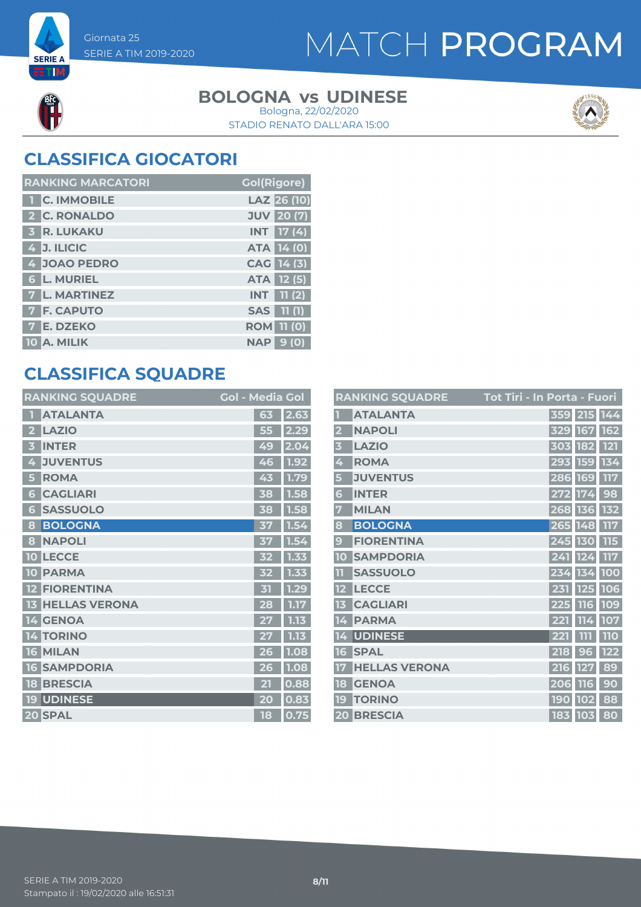# MATCH PROGRAM

Giornata 25
SERIE A TIM 2019-2020

**BOLOGNA vs UDINESE**
Bologna, 22/02/2020
STADIO RENATO DALL'ARA 15:00

## CLASSIFICA GIOCATORI

| RANKING MARCATORI | | | Gol(Rigore) |
|---|---|---|---|
| 1 | C. IMMOBILE | LAZ | 26 (10) |
| 2 | C. RONALDO | JUV | 20 (7) |
| 3 | R. LUKAKU | INT | 17 (4) |
| 4 | J. ILICIC | ATA | 14 (0) |
| 4 | JOAO PEDRO | CAG | 14 (3) |
| 6 | L. MURIEL | ATA | 12 (5) |
| 7 | L. MARTINEZ | INT | 11 (2) |
| 7 | F. CAPUTO | SAS | 11 (1) |
| 7 | E. DZEKO | ROM | 11 (0) |
| 10 | A. MILIK | NAP | 9 (0) |

## CLASSIFICA SQUADRE

| RANKING SQUADRE | | Gol | Media Gol |
|---|---|---|---|
| 1 | ATALANTA | 63 | 2.63 |
| 2 | LAZIO | 55 | 2.29 |
| 3 | INTER | 49 | 2.04 |
| 4 | JUVENTUS | 46 | 1.92 |
| 5 | ROMA | 43 | 1.79 |
| 6 | CAGLIARI | 38 | 1.58 |
| 6 | SASSUOLO | 38 | 1.58 |
| 8 | BOLOGNA | 37 | 1.54 |
| 8 | NAPOLI | 37 | 1.54 |
| 10 | LECCE | 32 | 1.33 |
| 10 | PARMA | 32 | 1.33 |
| 12 | FIORENTINA | 31 | 1.29 |
| 13 | HELLAS VERONA | 28 | 1.17 |
| 14 | GENOA | 27 | 1.13 |
| 14 | TORINO | 27 | 1.13 |
| 16 | MILAN | 26 | 1.08 |
| 16 | SAMPDORIA | 26 | 1.08 |
| 18 | BRESCIA | 21 | 0.88 |
| 19 | UDINESE | 20 | 0.83 |
| 20 | SPAL | 18 | 0.75 |

| RANKING SQUADRE | | Tot Tiri | In Porta | Fuori |
|---|---|---|---|---|
| 1 | ATALANTA | 359 | 215 | 144 |
| 2 | NAPOLI | 329 | 167 | 162 |
| 3 | LAZIO | 303 | 182 | 121 |
| 4 | ROMA | 293 | 159 | 134 |
| 5 | JUVENTUS | 286 | 169 | 117 |
| 6 | INTER | 272 | 174 | 98 |
| 7 | MILAN | 268 | 136 | 132 |
| 8 | BOLOGNA | 265 | 148 | 117 |
| 9 | FIORENTINA | 245 | 130 | 115 |
| 10 | SAMPDORIA | 241 | 124 | 117 |
| 11 | SASSUOLO | 234 | 134 | 100 |
| 12 | LECCE | 231 | 125 | 106 |
| 13 | CAGLIARI | 225 | 116 | 109 |
| 14 | PARMA | 221 | 114 | 107 |
| 14 | UDINESE | 221 | 111 | 110 |
| 16 | SPAL | 218 | 96 | 122 |
| 17 | HELLAS VERONA | 216 | 127 | 89 |
| 18 | GENOA | 206 | 116 | 90 |
| 19 | TORINO | 190 | 102 | 88 |
| 20 | BRESCIA | 183 | 103 | 80 |

SERIE A TIM 2019-2020
Stampato il : 19/02/2020 alle 16:51:31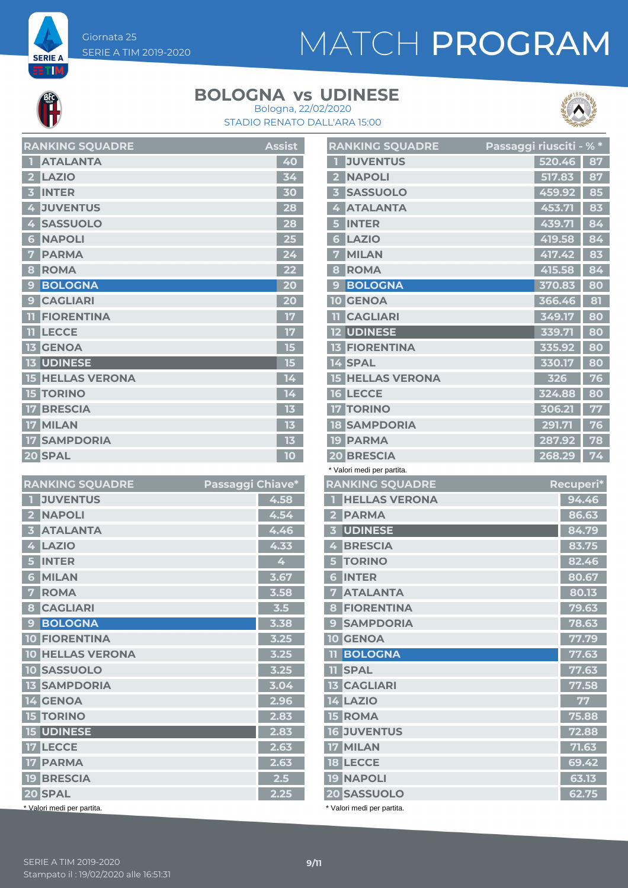Giornata 25
SERIE A TIM 2019-2020

# MATCH PROGRAM

## BOLOGNA vs UDINESE

Bologna, 22/02/2020
STADIO RENATO DALL'ARA 15:00

| RANKING SQUADRE | | Assist |
|---|---|---|
| 1 | ATALANTA | 40 |
| 2 | LAZIO | 34 |
| 3 | INTER | 30 |
| 4 | JUVENTUS | 28 |
| 4 | SASSUOLO | 28 |
| 6 | NAPOLI | 25 |
| 7 | PARMA | 24 |
| 8 | ROMA | 22 |
| 9 | BOLOGNA | 20 |
| 9 | CAGLIARI | 20 |
| 11 | FIORENTINA | 17 |
| 11 | LECCE | 17 |
| 13 | GENOA | 15 |
| 13 | UDINESE | 15 |
| 15 | HELLAS VERONA | 14 |
| 15 | TORINO | 14 |
| 17 | BRESCIA | 13 |
| 17 | MILAN | 13 |
| 17 | SAMPDORIA | 13 |
| 20 | SPAL | 10 |

| RANKING SQUADRE | | Passaggi riusciti - % * | |
|---|---|---|---|
| 1 | JUVENTUS | 520.46 | 87 |
| 2 | NAPOLI | 517.83 | 87 |
| 3 | SASSUOLO | 459.92 | 85 |
| 4 | ATALANTA | 453.71 | 83 |
| 5 | INTER | 439.71 | 84 |
| 6 | LAZIO | 419.58 | 84 |
| 7 | MILAN | 417.42 | 83 |
| 8 | ROMA | 415.58 | 84 |
| 9 | BOLOGNA | 370.83 | 80 |
| 10 | GENOA | 366.46 | 81 |
| 11 | CAGLIARI | 349.17 | 80 |
| 12 | UDINESE | 339.71 | 80 |
| 13 | FIORENTINA | 335.92 | 80 |
| 14 | SPAL | 330.17 | 80 |
| 15 | HELLAS VERONA | 326 | 76 |
| 16 | LECCE | 324.88 | 80 |
| 17 | TORINO | 306.21 | 77 |
| 18 | SAMPDORIA | 291.71 | 76 |
| 19 | PARMA | 287.92 | 78 |
| 20 | BRESCIA | 268.29 | 74 |

\* Valori medi per partita.

| RANKING SQUADRE | | Passaggi Chiave* |
|---|---|---|
| 1 | JUVENTUS | 4.58 |
| 2 | NAPOLI | 4.54 |
| 3 | ATALANTA | 4.46 |
| 4 | LAZIO | 4.33 |
| 5 | INTER | 4 |
| 6 | MILAN | 3.67 |
| 7 | ROMA | 3.58 |
| 8 | CAGLIARI | 3.5 |
| 9 | BOLOGNA | 3.38 |
| 10 | FIORENTINA | 3.25 |
| 10 | HELLAS VERONA | 3.25 |
| 10 | SASSUOLO | 3.25 |
| 13 | SAMPDORIA | 3.04 |
| 14 | GENOA | 2.96 |
| 15 | TORINO | 2.83 |
| 15 | UDINESE | 2.83 |
| 17 | LECCE | 2.63 |
| 17 | PARMA | 2.63 |
| 19 | BRESCIA | 2.5 |
| 20 | SPAL | 2.25 |

\* Valori medi per partita.

| RANKING SQUADRE | | Recuperi* |
|---|---|---|
| 1 | HELLAS VERONA | 94.46 |
| 2 | PARMA | 86.63 |
| 3 | UDINESE | 84.79 |
| 4 | BRESCIA | 83.75 |
| 5 | TORINO | 82.46 |
| 6 | INTER | 80.67 |
| 7 | ATALANTA | 80.13 |
| 8 | FIORENTINA | 79.63 |
| 9 | SAMPDORIA | 78.63 |
| 10 | GENOA | 77.79 |
| 11 | BOLOGNA | 77.63 |
| 11 | SPAL | 77.63 |
| 13 | CAGLIARI | 77.58 |
| 14 | LAZIO | 77 |
| 15 | ROMA | 75.88 |
| 16 | JUVENTUS | 72.88 |
| 17 | MILAN | 71.63 |
| 18 | LECCE | 69.42 |
| 19 | NAPOLI | 63.13 |
| 20 | SASSUOLO | 62.75 |

\* Valori medi per partita.

SERIE A TIM 2019-2020
Stampato il : 19/02/2020 alle 16:51:31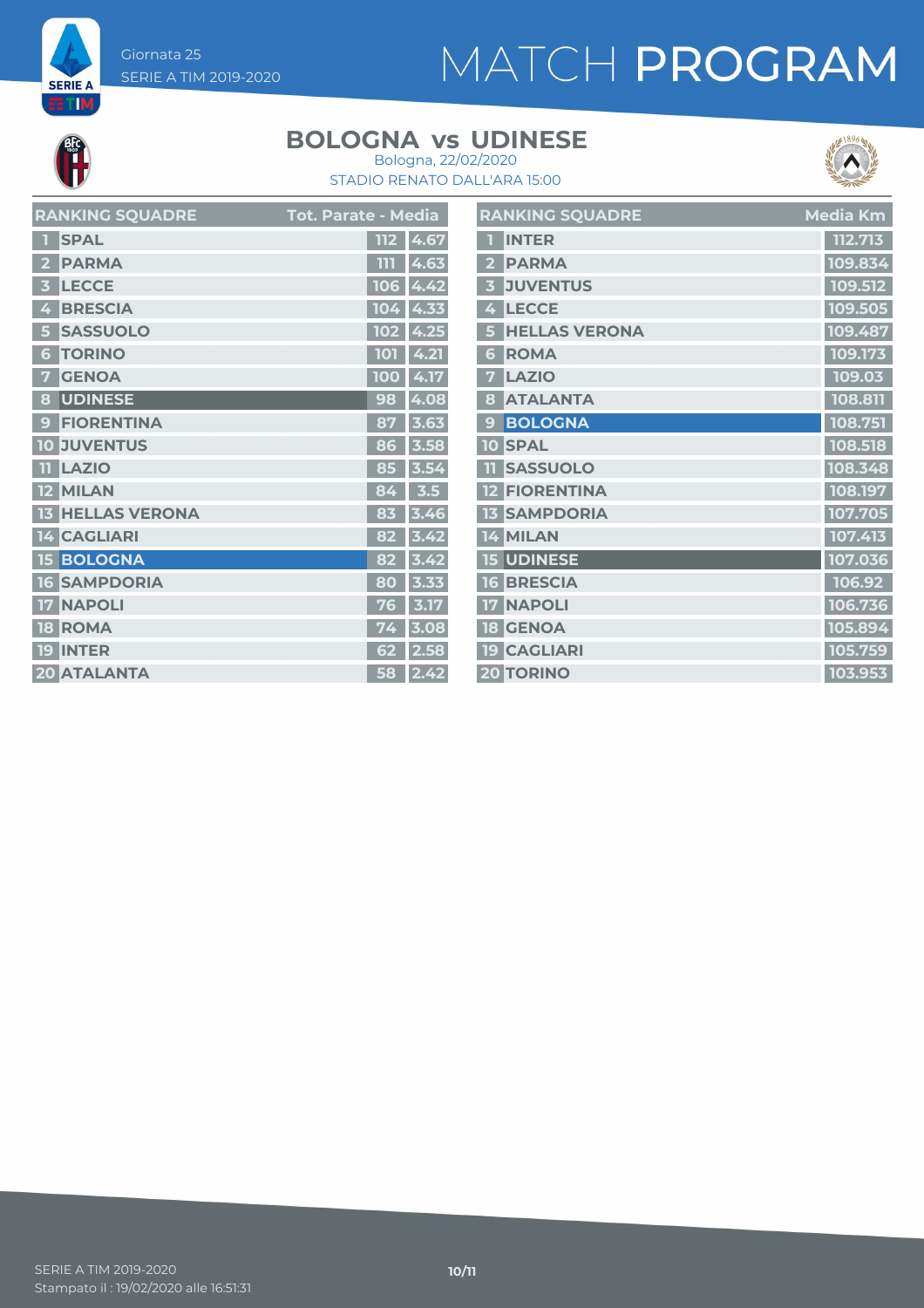Giornata 25
SERIE A TIM 2019-2020

# MATCH PROGRAM

## BOLOGNA vs UDINESE

Bologna, 22/02/2020
STADIO RENATO DALL'ARA 15:00

| RANKING SQUADRE | | Tot. Parate | Media |
|---|---|---|---|
| 1 | SPAL | 112 | 4.67 |
| 2 | PARMA | 111 | 4.63 |
| 3 | LECCE | 106 | 4.42 |
| 4 | BRESCIA | 104 | 4.33 |
| 5 | SASSUOLO | 102 | 4.25 |
| 6 | TORINO | 101 | 4.21 |
| 7 | GENOA | 100 | 4.17 |
| 8 | UDINESE | 98 | 4.08 |
| 9 | FIORENTINA | 87 | 3.63 |
| 10 | JUVENTUS | 86 | 3.58 |
| 11 | LAZIO | 85 | 3.54 |
| 12 | MILAN | 84 | 3.5 |
| 13 | HELLAS VERONA | 83 | 3.46 |
| 14 | CAGLIARI | 82 | 3.42 |
| 15 | BOLOGNA | 82 | 3.42 |
| 16 | SAMPDORIA | 80 | 3.33 |
| 17 | NAPOLI | 76 | 3.17 |
| 18 | ROMA | 74 | 3.08 |
| 19 | INTER | 62 | 2.58 |
| 20 | ATALANTA | 58 | 2.42 |

| RANKING SQUADRE | | Media Km |
|---|---|---|
| 1 | INTER | 112.713 |
| 2 | PARMA | 109.834 |
| 3 | JUVENTUS | 109.512 |
| 4 | LECCE | 109.505 |
| 5 | HELLAS VERONA | 109.487 |
| 6 | ROMA | 109.173 |
| 7 | LAZIO | 109.03 |
| 8 | ATALANTA | 108.811 |
| 9 | BOLOGNA | 108.751 |
| 10 | SPAL | 108.518 |
| 11 | SASSUOLO | 108.348 |
| 12 | FIORENTINA | 108.197 |
| 13 | SAMPDORIA | 107.705 |
| 14 | MILAN | 107.413 |
| 15 | UDINESE | 107.036 |
| 16 | BRESCIA | 106.92 |
| 17 | NAPOLI | 106.736 |
| 18 | GENOA | 105.894 |
| 19 | CAGLIARI | 105.759 |
| 20 | TORINO | 103.953 |

SERIE A TIM 2019-2020
Stampato il : 19/02/2020 alle 16:51:31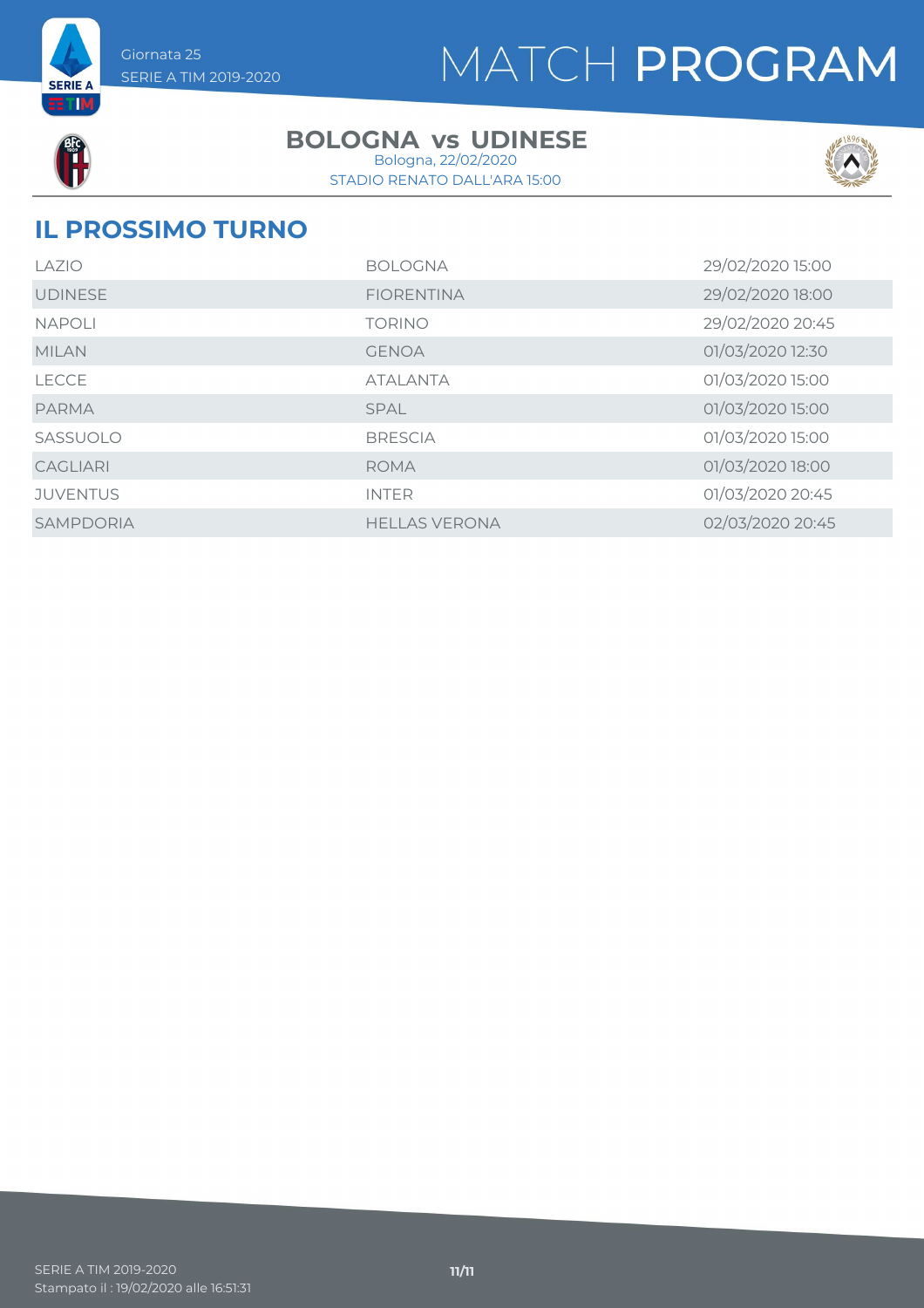# MATCH PROGRAM

Giornata 25
SERIE A TIM 2019-2020

## BOLOGNA vs UDINESE

Bologna, 22/02/2020
STADIO RENATO DALL'ARA 15:00

## IL PROSSIMO TURNO

| | | |
|---|---|---|
| LAZIO | BOLOGNA | 29/02/2020 15:00 |
| UDINESE | FIORENTINA | 29/02/2020 18:00 |
| NAPOLI | TORINO | 29/02/2020 20:45 |
| MILAN | GENOA | 01/03/2020 12:30 |
| LECCE | ATALANTA | 01/03/2020 15:00 |
| PARMA | SPAL | 01/03/2020 15:00 |
| SASSUOLO | BRESCIA | 01/03/2020 15:00 |
| CAGLIARI | ROMA | 01/03/2020 18:00 |
| JUVENTUS | INTER | 01/03/2020 20:45 |
| SAMPDORIA | HELLAS VERONA | 02/03/2020 20:45 |

Stampato il : 19/02/2020 alle 16:51:31